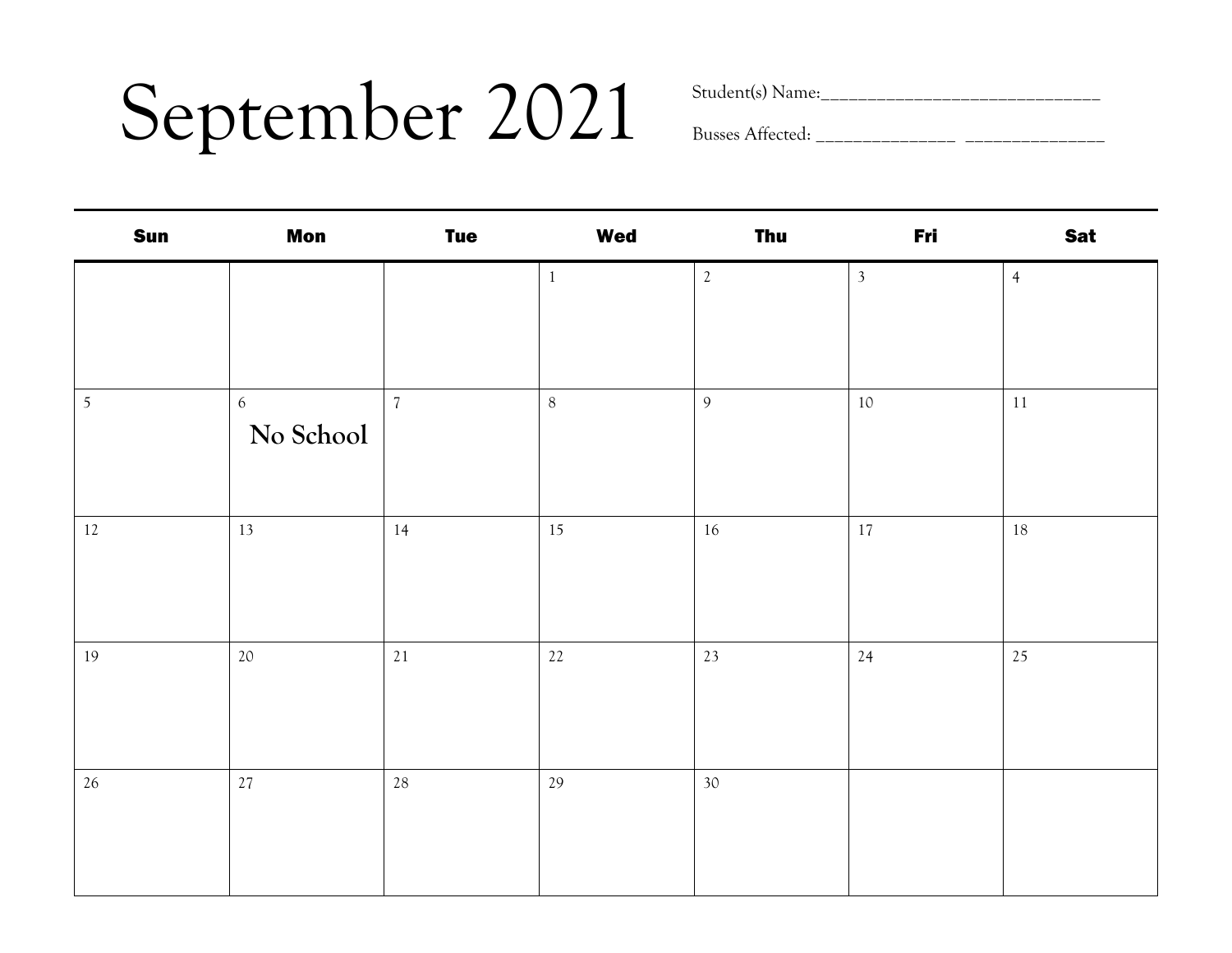# September 2021

Student(s) Name:_______________________________

Busses Affected: _______________ _______________

| Sun | Mon | Tue | Wed | Thu | Fri | Sat |
| --- | --- | --- | --- | --- | --- | --- |
| | | | 1 | 2 | 3 | 4 |
| 5 | 6 **No School** | 7 | 8 | 9 | 10 | 11 |
| 12 | 13 | 14 | 15 | 16 | 17 | 18 |
| 19 | 20 | 21 | 22 | 23 | 24 | 25 |
| 26 | 27 | 28 | 29 | 30 | | |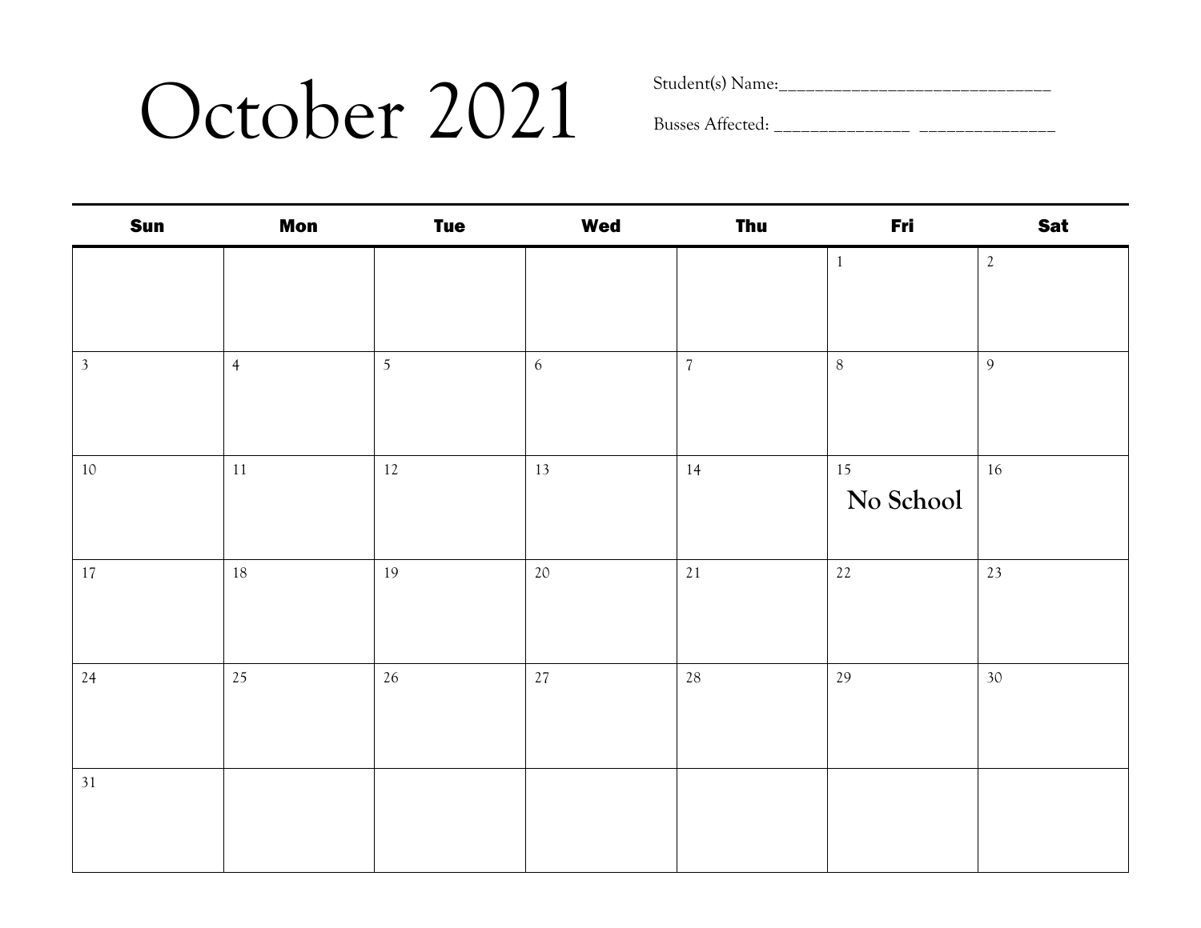# October 2021

Student(s) Name:______________________________

Busses Affected: _______________ _______________

| Sun | Mon | Tue | Wed | Thu | Fri | Sat |
|---|---|---|---|---|---|---|
| | | | | | 1 | 2 |
| 3 | 4 | 5 | 6 | 7 | 8 | 9 |
| 10 | 11 | 12 | 13 | 14 | 15 No School | 16 |
| 17 | 18 | 19 | 20 | 21 | 22 | 23 |
| 24 | 25 | 26 | 27 | 28 | 29 | 30 |
| 31 | | | | | | |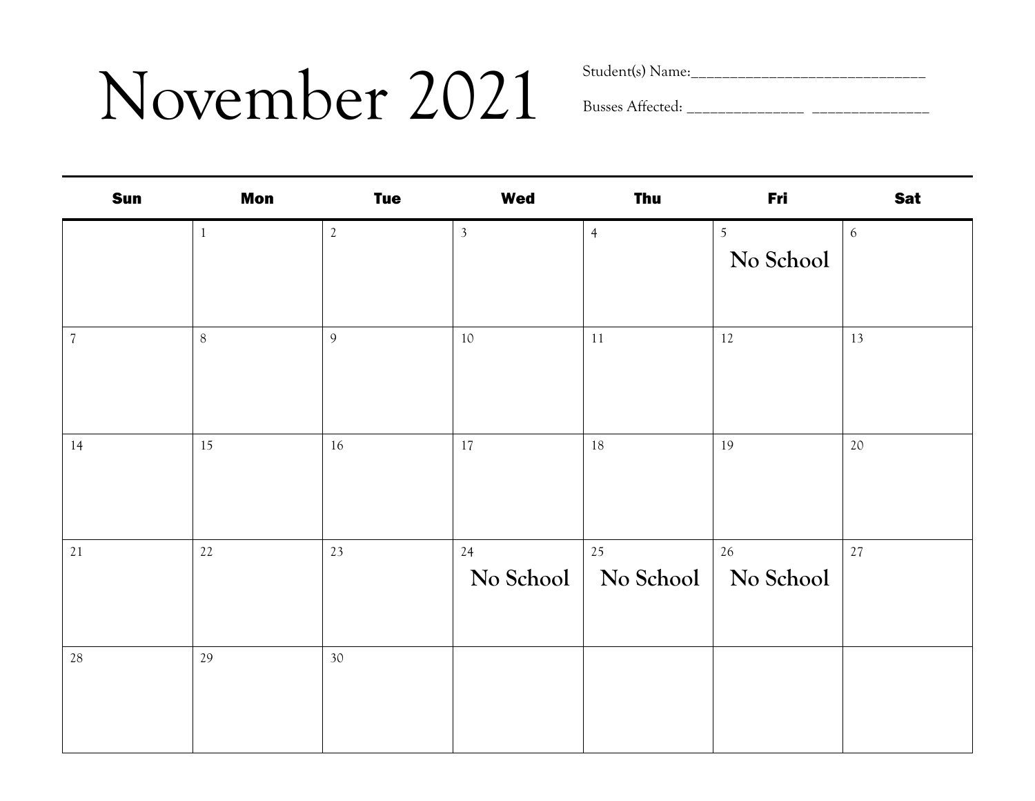# November 2021

Student(s) Name:______________________________

Busses Affected: _______________ _______________

| Sun | Mon | Tue | Wed | Thu | Fri | Sat |
|---|---|---|---|---|---|---|
| | 1 | 2 | 3 | 4 | 5 No School | 6 |
| 7 | 8 | 9 | 10 | 11 | 12 | 13 |
| 14 | 15 | 16 | 17 | 18 | 19 | 20 |
| 21 | 22 | 23 | 24 No School | 25 No School | 26 No School | 27 |
| 28 | 29 | 30 | | | | |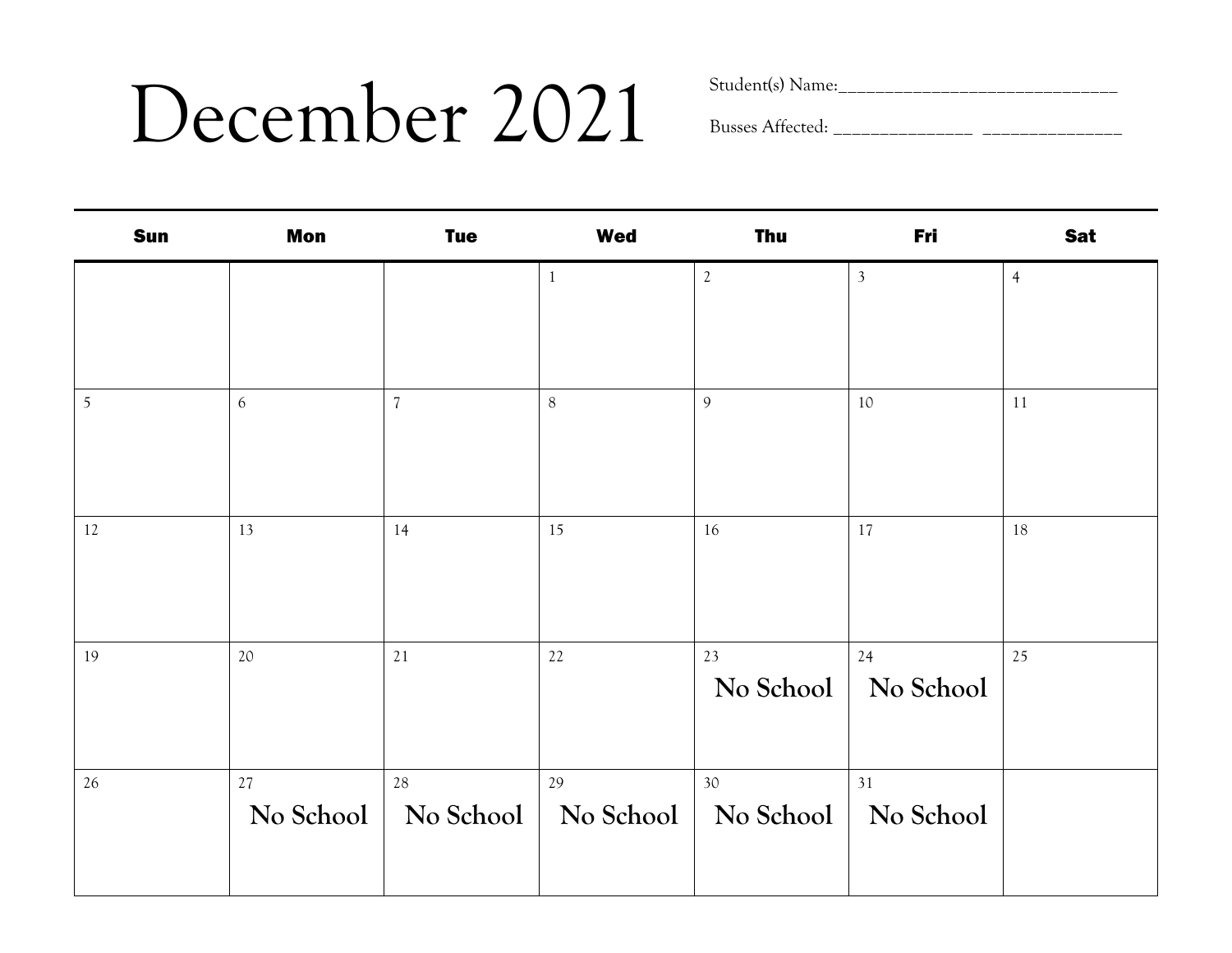# December 2021

Student(s) Name:______________________________

Busses Affected: _______________ _______________

| Sun | Mon | Tue | Wed | Thu | Fri | Sat |
| --- | --- | --- | --- | --- | --- | --- |
| | | | 1 | 2 | 3 | 4 |
| 5 | 6 | 7 | 8 | 9 | 10 | 11 |
| 12 | 13 | 14 | 15 | 16 | 17 | 18 |
| 19 | 20 | 21 | 22 | 23 No School | 24 No School | 25 |
| 26 | 27 No School | 28 No School | 29 No School | 30 No School | 31 No School | |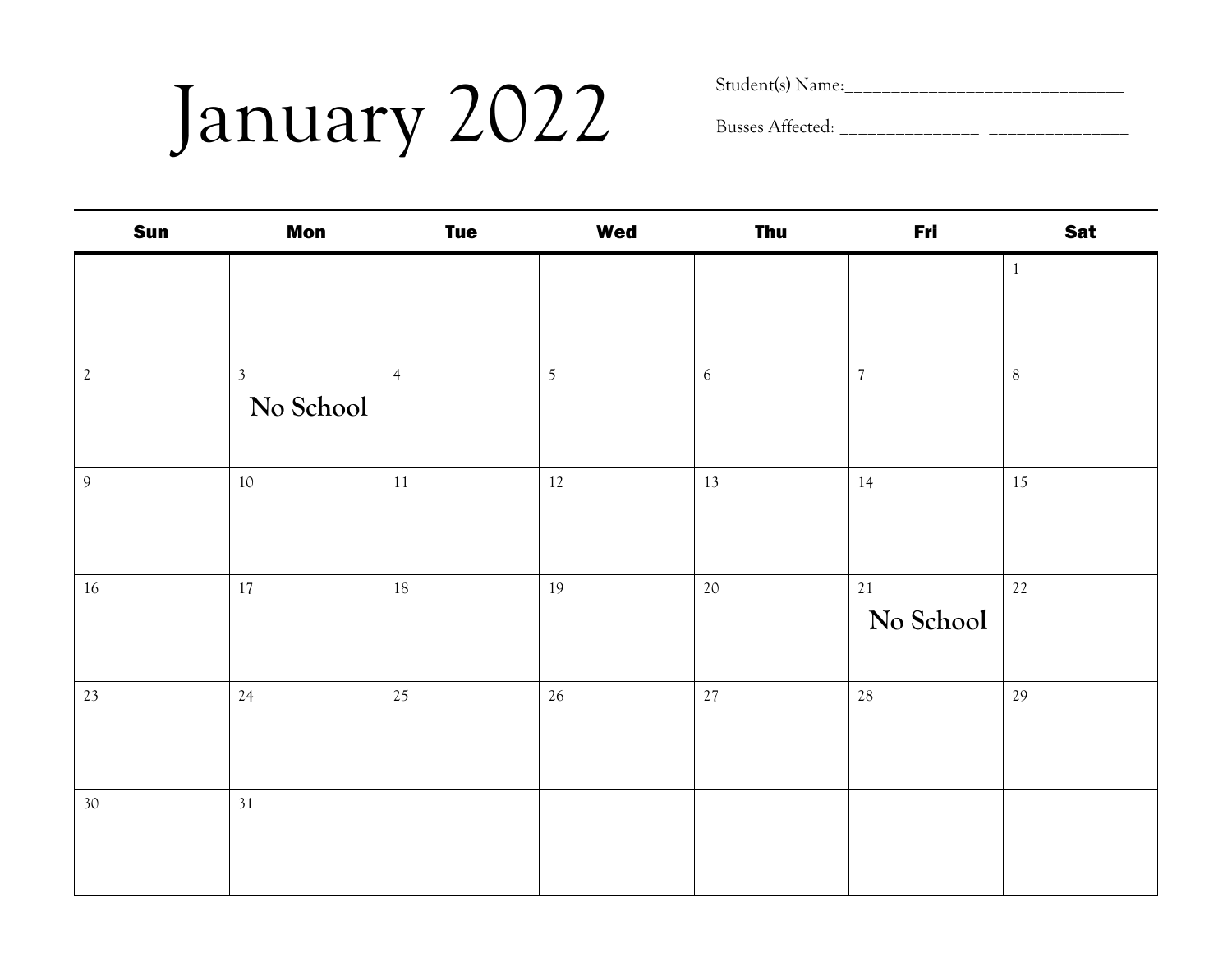# January 2022

Student(s) Name:_______________________________

Busses Affected: _______________ _______________

| Sun | Mon | Tue | Wed | Thu | Fri | Sat |
|---|---|---|---|---|---|---|
| | | | | | | 1 |
| 2 | 3 No School | 4 | 5 | 6 | 7 | 8 |
| 9 | 10 | 11 | 12 | 13 | 14 | 15 |
| 16 | 17 | 18 | 19 | 20 | 21 No School | 22 |
| 23 | 24 | 25 | 26 | 27 | 28 | 29 |
| 30 | 31 | | | | | |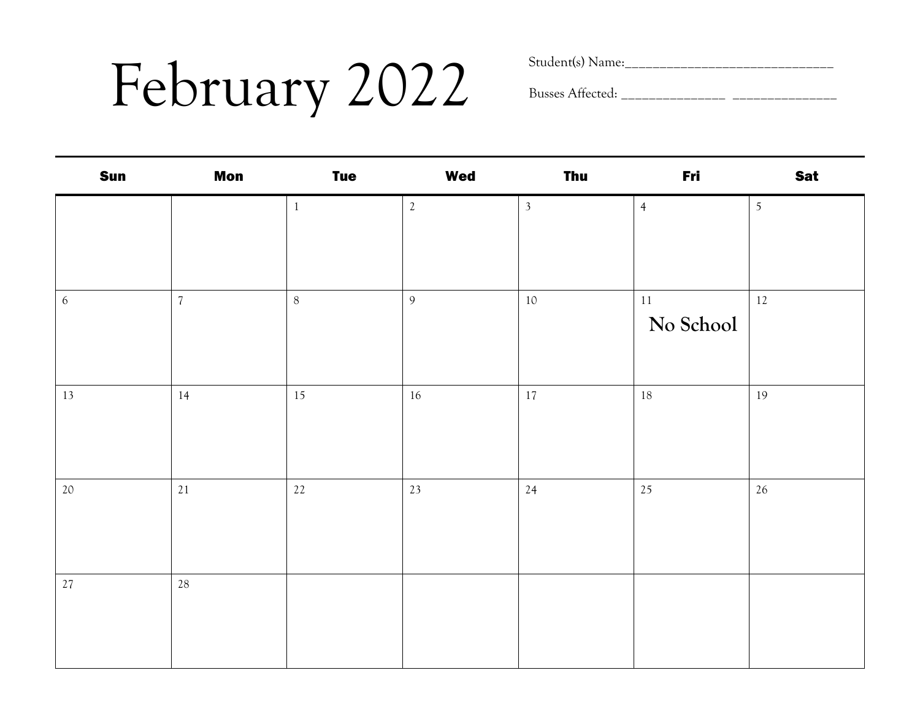# February 2022

Student(s) Name:_______________________________

Busses Affected: _______________ _______________

| Sun | Mon | Tue | Wed | Thu | Fri | Sat |
|---|---|---|---|---|---|---|
| | | 1 | 2 | 3 | 4 | 5 |
| 6 | 7 | 8 | 9 | 10 | 11 No School | 12 |
| 13 | 14 | 15 | 16 | 17 | 18 | 19 |
| 20 | 21 | 22 | 23 | 24 | 25 | 26 |
| 27 | 28 | | | | | |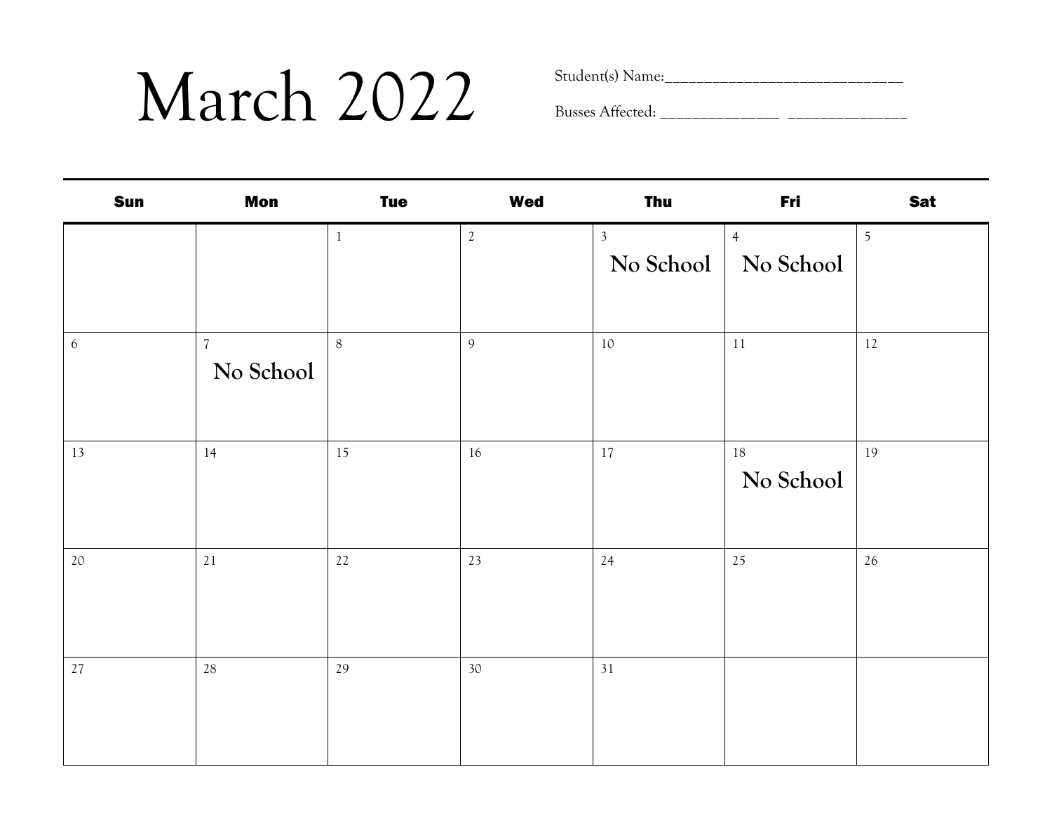# March 2022

Student(s) Name:_______________________________

Busses Affected: _______________ _______________

| Sun | Mon | Tue | Wed | Thu | Fri | Sat |
|---|---|---|---|---|---|---|
| | | 1 | 2 | 3 No School | 4 No School | 5 |
| 6 | 7 No School | 8 | 9 | 10 | 11 | 12 |
| 13 | 14 | 15 | 16 | 17 | 18 No School | 19 |
| 20 | 21 | 22 | 23 | 24 | 25 | 26 |
| 27 | 28 | 29 | 30 | 31 | | |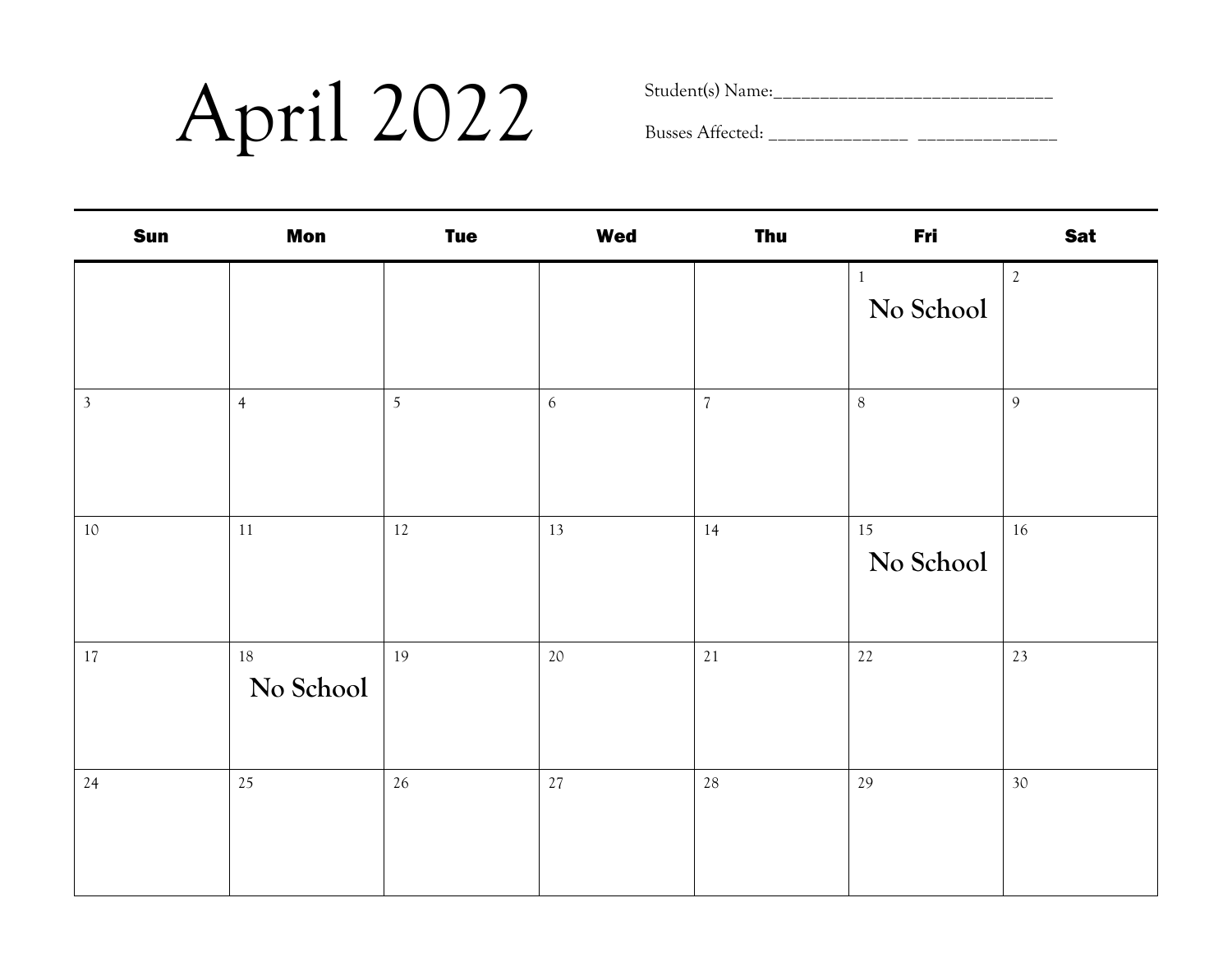# April 2022

Student(s) Name:______________________________

Busses Affected: _______________ _______________

| Sun | Mon | Tue | Wed | Thu | Fri | Sat |
|---|---|---|---|---|---|---|
| | | | | | 1 No School | 2 |
| 3 | 4 | 5 | 6 | 7 | 8 | 9 |
| 10 | 11 | 12 | 13 | 14 | 15 No School | 16 |
| 17 | 18 No School | 19 | 20 | 21 | 22 | 23 |
| 24 | 25 | 26 | 27 | 28 | 29 | 30 |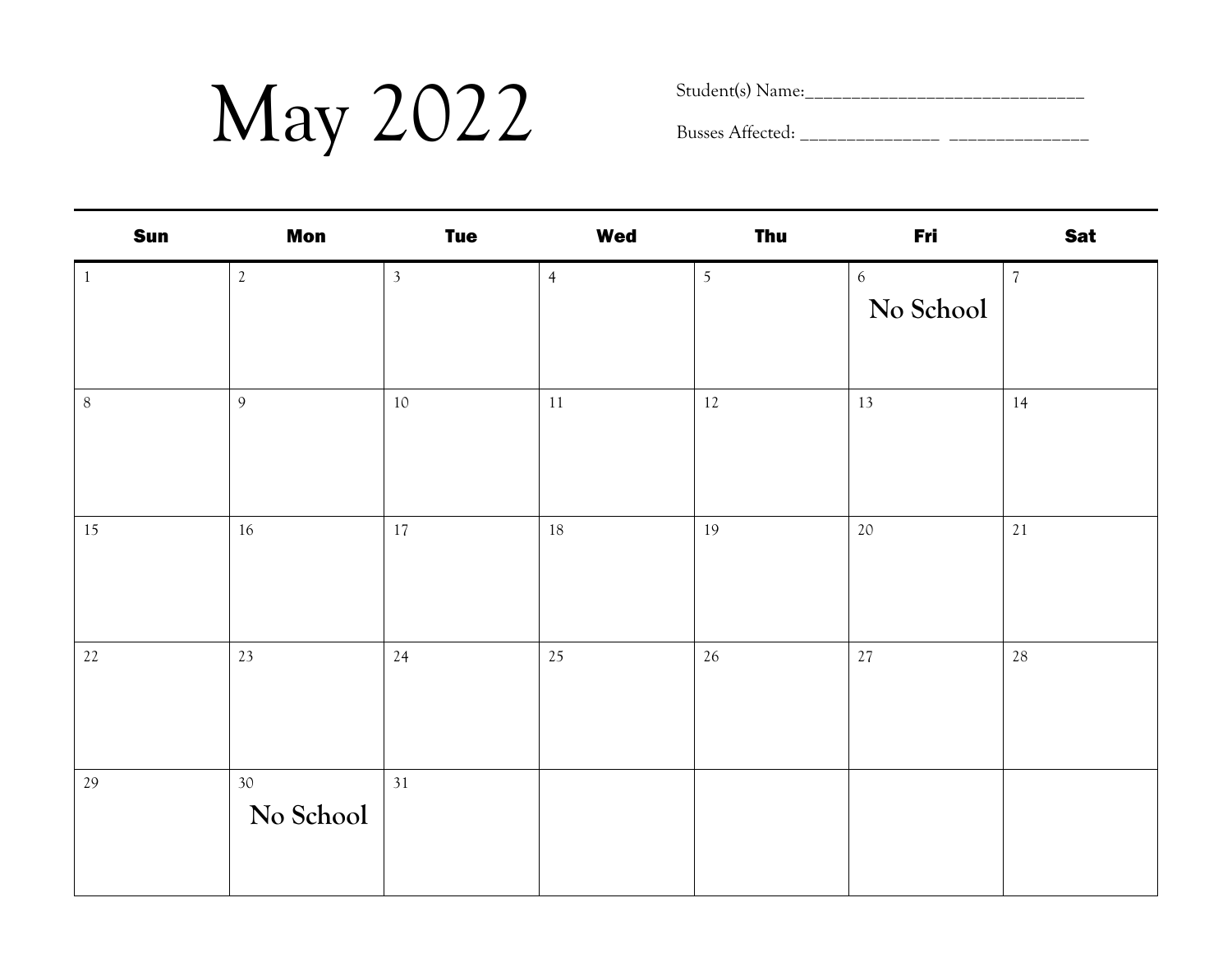# May 2022

Student(s) Name:______________________________

Busses Affected: _______________ _______________

| Sun | Mon | Tue | Wed | Thu | Fri | Sat |
|---|---|---|---|---|---|---|
| 1 | 2 | 3 | 4 | 5 | 6 No School | 7 |
| 8 | 9 | 10 | 11 | 12 | 13 | 14 |
| 15 | 16 | 17 | 18 | 19 | 20 | 21 |
| 22 | 23 | 24 | 25 | 26 | 27 | 28 |
| 29 | 30 No School | 31 | | | | |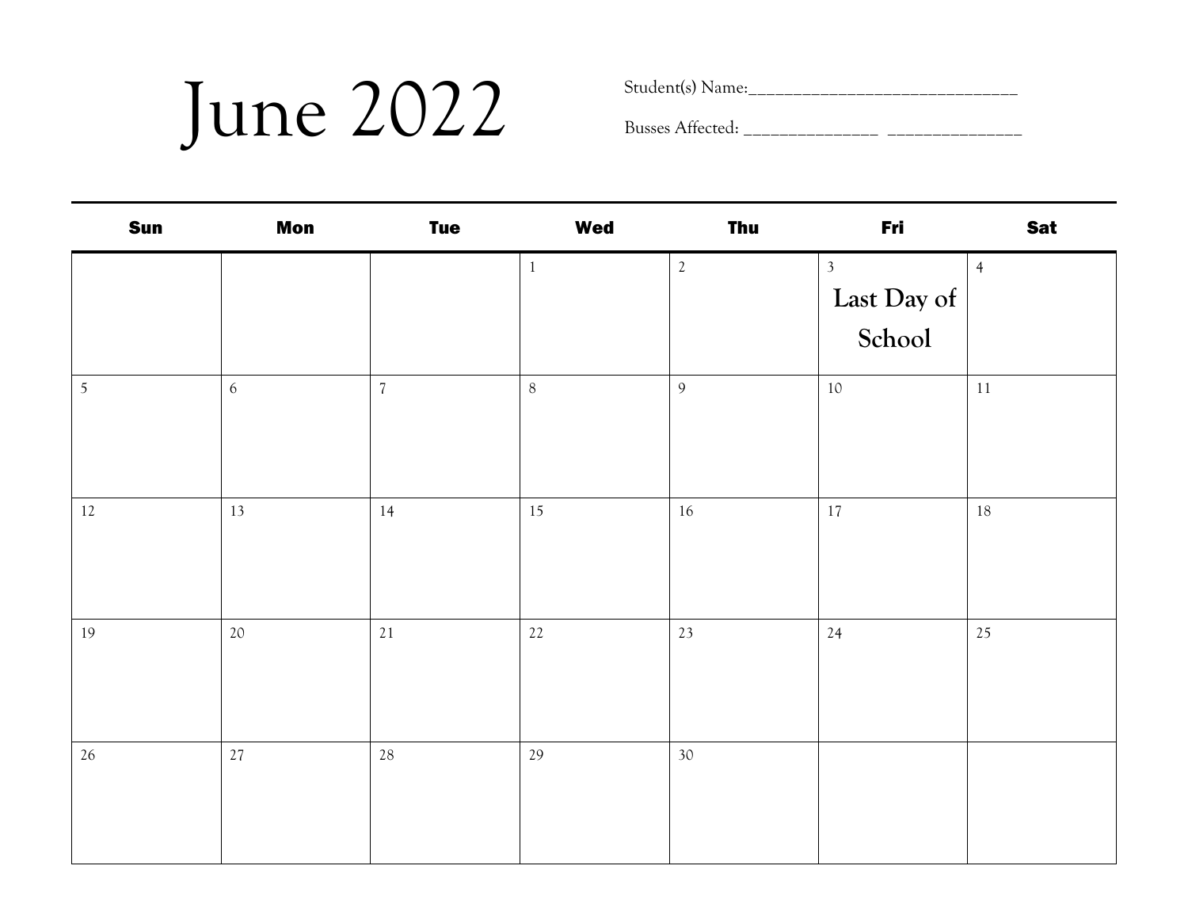# June 2022

Student(s) Name:_______________________________

Busses Affected: _______________ _______________

| Sun | Mon | Tue | Wed | Thu | Fri | Sat |
|---|---|---|---|---|---|---|
| | | | 1 | 2 | 3 Last Day of School | 4 |
| 5 | 6 | 7 | 8 | 9 | 10 | 11 |
| 12 | 13 | 14 | 15 | 16 | 17 | 18 |
| 19 | 20 | 21 | 22 | 23 | 24 | 25 |
| 26 | 27 | 28 | 29 | 30 | | |